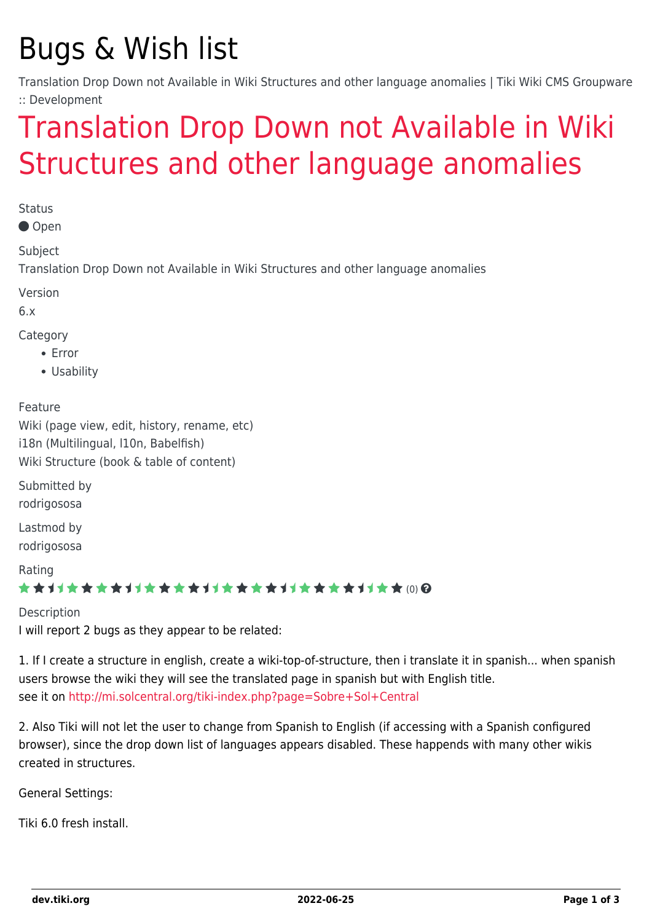# Bugs & Wish list

Translation Drop Down not Available in Wiki Structures and other language anomalies | Tiki Wiki CMS Groupware :: Development

## Translation Drop Down not Available in Wiki Structures and other language anomalies

Status

Open

Subject

Translation Drop Down not Available in Wiki Structures and other language anomalies

Version

6.x

Category

- Error
- Usability

Feature

Wiki (page view, edit, history, rename, etc)
i18n (Multilingual, l10n, Babelfish)
Wiki Structure (book & table of content)

Submitted by

rodrigososa

Lastmod by

rodrigososa

Rating

(0)

Description

I will report 2 bugs as they appear to be related:

1. If I create a structure in english, create a wiki-top-of-structure, then i translate it in spanish... when spanish users browse the wiki they will see the translated page in spanish but with English title.
see it on http://mi.solcentral.org/tiki-index.php?page=Sobre+Sol+Central

2. Also Tiki will not let the user to change from Spanish to English (if accessing with a Spanish configured browser), since the drop down list of languages appears disabled. These happends with many other wikis created in structures.

General Settings:

Tiki 6.0 fresh install.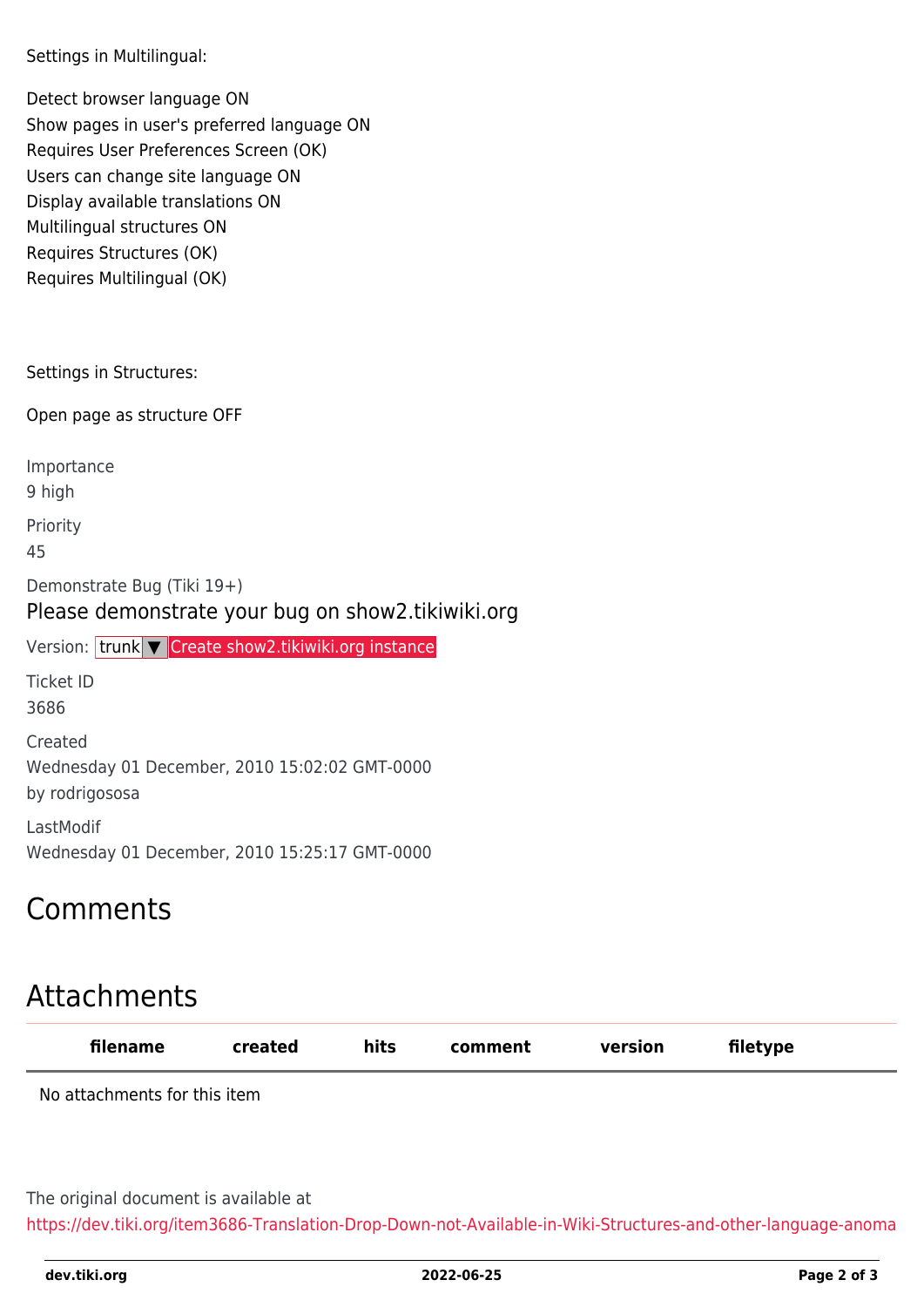Settings in Multilingual:

Detect browser language ON
Show pages in user's preferred language ON
Requires User Preferences Screen (OK)
Users can change site language ON
Display available translations ON
Multilingual structures ON
Requires Structures (OK)
Requires Multilingual (OK)

Settings in Structures:

Open page as structure OFF

Importance
9 high

Priority
45

Demonstrate Bug (Tiki 19+)

Please demonstrate your bug on show2.tikiwiki.org

Version: trunk ▼ Create show2.tikiwiki.org instance

Ticket ID
3686

Created
Wednesday 01 December, 2010 15:02:02 GMT-0000
by rodrigososa

LastModif
Wednesday 01 December, 2010 15:25:17 GMT-0000

# Comments

# Attachments

| filename | created | hits | comment | version | filetype |
|---|---|---|---|---|---|
| No attachments for this item | | | | | |

The original document is available at
https://dev.tiki.org/item3686-Translation-Drop-Down-not-Available-in-Wiki-Structures-and-other-language-anoma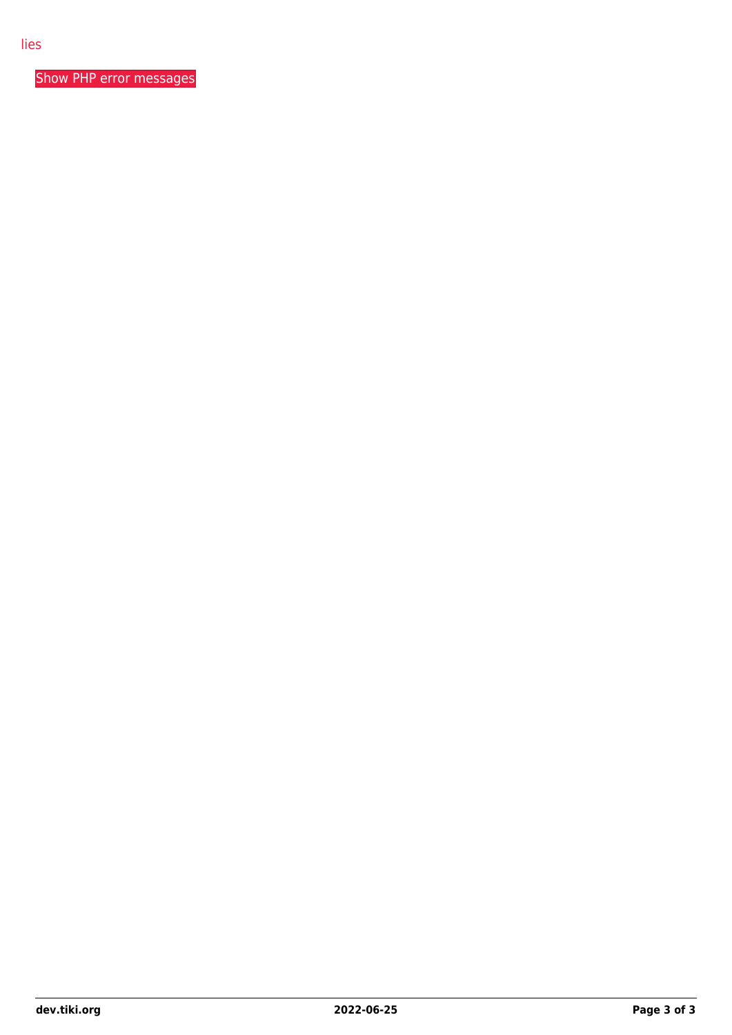lies

Show PHP error messages